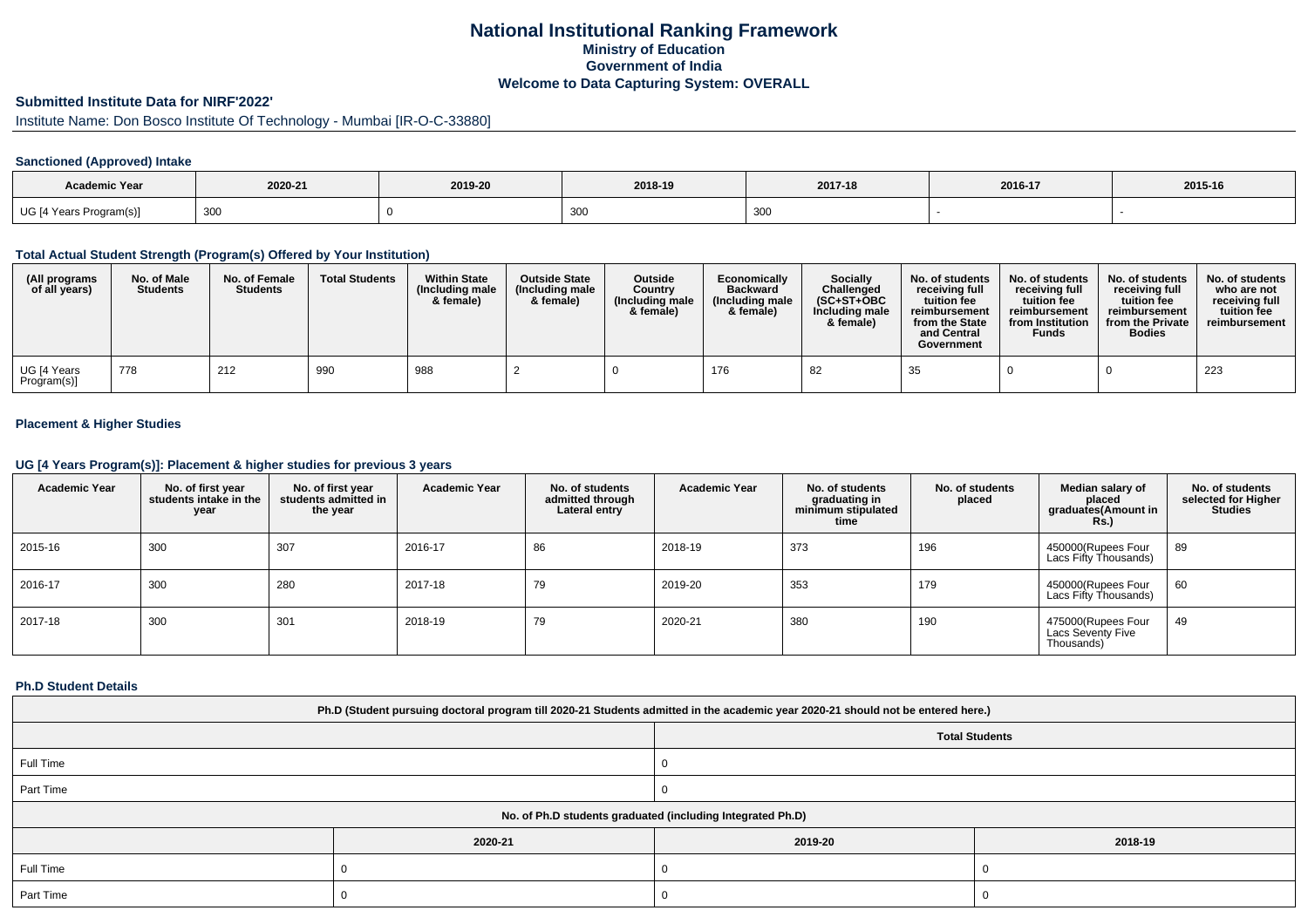# National Institutional Ranking Framework

## Ministry of Education

## Government of India

## Welcome to Data Capturing System: OVERALL

### Submitted Institute Data for NIRF'2022'

Institute Name: Don Bosco Institute Of Technology - Mumbai [IR-O-C-33880]

#### Sanctioned (Approved) Intake

| Academic Year | 2020-21 | 2019-20 | 2018-19 | 2017-18 | 2016-17 | 2015-16 |
|---|---|---|---|---|---|---|
| UG [4 Years Program(s)] | 300 | 0 | 300 | 300 | - | - |

#### Total Actual Student Strength (Program(s) Offered by Your Institution)

| (All programs of all years) | No. of Male Students | No. of Female Students | Total Students | Within State (Including male & female) | Outside State (Including male & female) | Outside Country (Including male & female) | Economically Backward (Including male & female) | Socially Challenged (SC+ST+OBC Including male & female) | No. of students receiving full tuition fee reimbursement from the State and Central Government | No. of students receiving full tuition fee reimbursement from Institution Funds | No. of students receiving full tuition fee reimbursement from the Private Bodies | No. of students who are not receiving full tuition fee reimbursement |
|---|---|---|---|---|---|---|---|---|---|---|---|---|
| UG [4 Years Program(s)] | 778 | 212 | 990 | 988 | 2 | 0 | 176 | 82 | 35 | 0 | 0 | 223 |

#### Placement & Higher Studies

#### UG [4 Years Program(s)]: Placement & higher studies for previous 3 years

| Academic Year | No. of first year students intake in the year | No. of first year students admitted in the year | Academic Year | No. of students admitted through Lateral entry | Academic Year | No. of students graduating in minimum stipulated time | No. of students placed | Median salary of placed graduates(Amount in Rs.) | No. of students selected for Higher Studies |
|---|---|---|---|---|---|---|---|---|---|
| 2015-16 | 300 | 307 | 2016-17 | 86 | 2018-19 | 373 | 196 | 450000(Rupees Four Lacs Fifty Thousands) | 89 |
| 2016-17 | 300 | 280 | 2017-18 | 79 | 2019-20 | 353 | 179 | 450000(Rupees Four Lacs Fifty Thousands) | 60 |
| 2017-18 | 300 | 301 | 2018-19 | 79 | 2020-21 | 380 | 190 | 475000(Rupees Four Lacs Seventy Five Thousands) | 49 |

#### Ph.D Student Details

| Ph.D (Student pursuing doctoral program till 2020-21 Students admitted in the academic year 2020-21 should not be entered here.) | | | |
|---|---|---|---|
| | Total Students | | |
| Full Time | 0 | | |
| Part Time | 0 | | |
| No. of Ph.D students graduated (including Integrated Ph.D) | | | |
| | 2020-21 | 2019-20 | 2018-19 |
| Full Time | 0 | 0 | 0 |
| Part Time | 0 | 0 | 0 |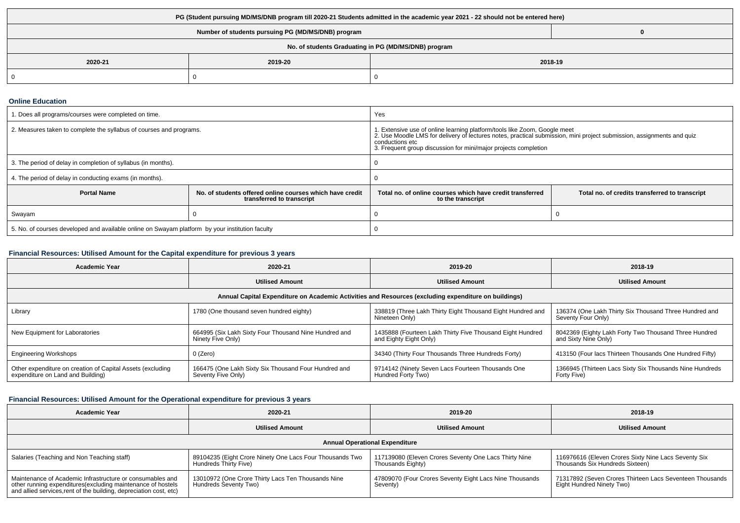| PG (Student pursuing MD/MS/DNB program till 2020-21 Students admitted in the academic year 2021 - 22 should not be entered here) | | |
|---|---|---|
| Number of students pursuing PG (MD/MS/DNB) program | | 0 |
| No. of students Graduating in PG (MD/MS/DNB) program | | |
| 2020-21 | 2019-20 | 2018-19 |
| 0 | 0 | 0 |

### Online Education

| 1. Does all programs/courses were completed on time. | | Yes | |
|---|---|---|---|
| 2. Measures taken to complete the syllabus of courses and programs. | | 1. Extensive use of online learning platform/tools like Zoom, Google meet<br>2. Use Moodle LMS for delivery of lectures notes, practical submission, mini project submission, assignments and quiz conductions etc<br>3. Frequent group discussion for mini/major projects completion | |
| 3. The period of delay in completion of syllabus (in months). | | 0 | |
| 4. The period of delay in conducting exams (in months). | | 0 | |
| **Portal Name** | **No. of students offered online courses which have credit transferred to transcript** | **Total no. of online courses which have credit transferred to the transcript** | **Total no. of credits transferred to transcript** |
| Swayam | 0 | 0 | 0 |
| 5. No. of courses developed and available online on Swayam platform by your institution faculty | | 0 | |

### Financial Resources: Utilised Amount for the Capital expenditure for previous 3 years

| Academic Year | 2020-21 | 2019-20 | 2018-19 |
|---|---|---|---|
| | Utilised Amount | Utilised Amount | Utilised Amount |
| Annual Capital Expenditure on Academic Activities and Resources (excluding expenditure on buildings) | | | |
| Library | 1780 (One thousand seven hundred eighty) | 338819 (Three Lakh Thirty Eight Thousand Eight Hundred and Nineteen Only) | 136374 (One Lakh Thirty Six Thousand Three Hundred and Seventy Four Only) |
| New Equipment for Laboratories | 664995 (Six Lakh Sixty Four Thousand Nine Hundred and Ninety Five Only) | 1435888 (Fourteen Lakh Thirty Five Thousand Eight Hundred and Eighty Eight Only) | 8042369 (Eighty Lakh Forty Two Thousand Three Hundred and Sixty Nine Only) |
| Engineering Workshops | 0 (Zero) | 34340 (Thirty Four Thousands Three Hundreds Forty) | 413150 (Four lacs Thirteen Thousands One Hundred Fifty) |
| Other expenditure on creation of Capital Assets (excluding expenditure on Land and Building) | 166475 (One Lakh Sixty Six Thousand Four Hundred and Seventy Five Only) | 9714142 (Ninety Seven Lacs Fourteen Thousands One Hundred Forty Two) | 1366945 (Thirteen Lacs Sixty Six Thousands Nine Hundreds Forty Five) |

### Financial Resources: Utilised Amount for the Operational expenditure for previous 3 years

| Academic Year | 2020-21 | 2019-20 | 2018-19 |
|---|---|---|---|
| | Utilised Amount | Utilised Amount | Utilised Amount |
| Annual Operational Expenditure | | | |
| Salaries (Teaching and Non Teaching staff) | 89104235 (Eight Crore Ninety One Lacs Four Thousands Two Hundreds Thirty Five) | 117139080 (Eleven Crores Seventy One Lacs Thirty Nine Thousands Eighty) | 116976616 (Eleven Crores Sixty Nine Lacs Seventy Six Thousands Six Hundreds Sixteen) |
| Maintenance of Academic Infrastructure or consumables and other running expenditures(excluding maintenance of hostels and allied services,rent of the building, depreciation cost, etc) | 13010972 (One Crore Thirty Lacs Ten Thousands Nine Hundreds Seventy Two) | 47809070 (Four Crores Seventy Eight Lacs Nine Thousands Seventy) | 71317892 (Seven Crores Thirteen Lacs Seventeen Thousands Eight Hundred Ninety Two) |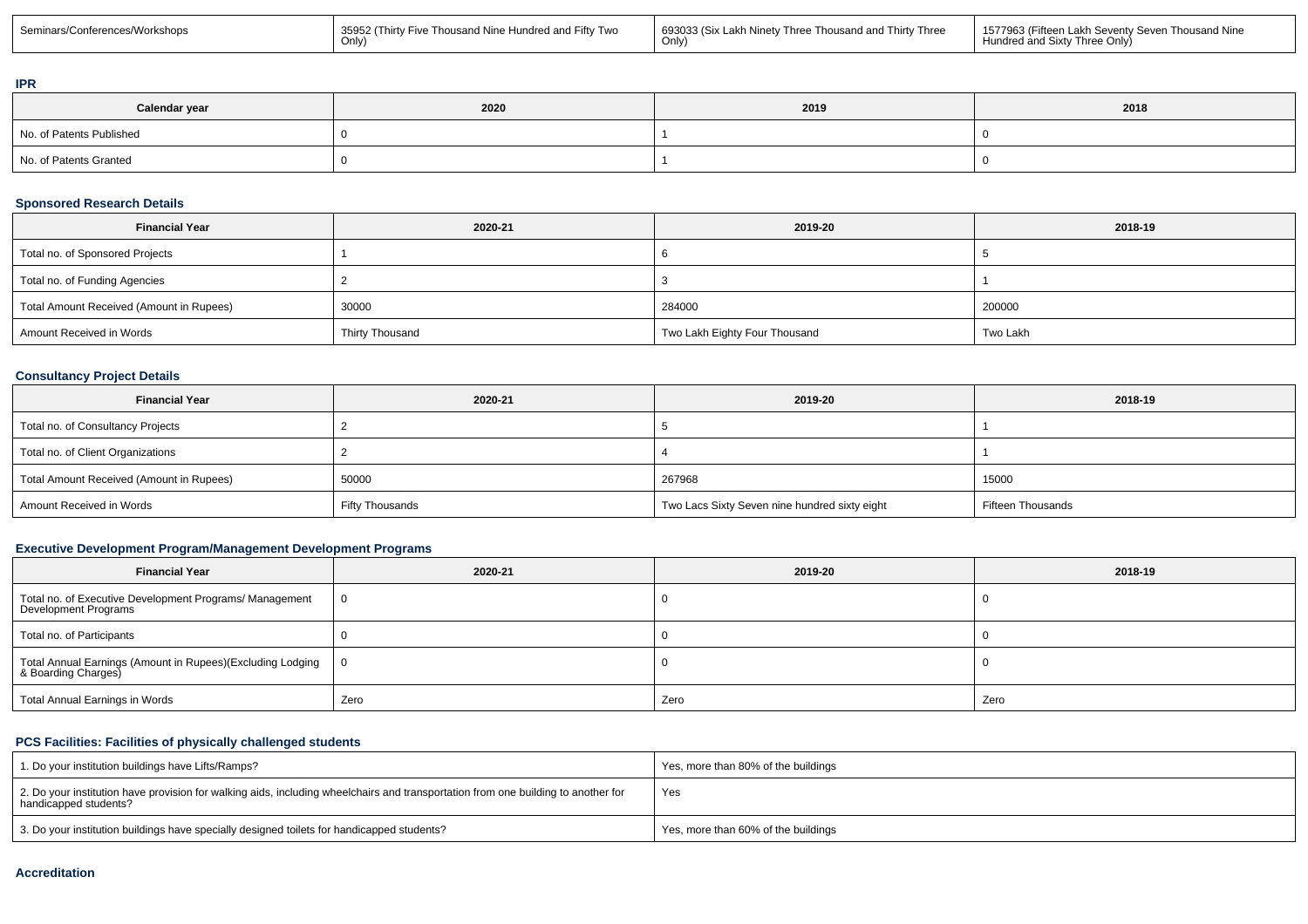| Seminars/Conferences/Workshops | 35952 (Thirty Five Thousand Nine Hundred and Fifty Two Only) | 693033 (Six Lakh Ninety Three Thousand and Thirty Three Only) | 1577963 (Fifteen Lakh Seventy Seven Thousand Nine Hundred and Sixty Three Only) |
|---|---|---|---|

**IPR**

| Calendar year | 2020 | 2019 | 2018 |
|---|---|---|---|
| No. of Patents Published | 0 | 1 | 0 |
| No. of Patents Granted | 0 | 1 | 0 |

**Sponsored Research Details**

| Financial Year | 2020-21 | 2019-20 | 2018-19 |
|---|---|---|---|
| Total no. of Sponsored Projects | 1 | 6 | 5 |
| Total no. of Funding Agencies | 2 | 3 | 1 |
| Total Amount Received (Amount in Rupees) | 30000 | 284000 | 200000 |
| Amount Received in Words | Thirty Thousand | Two Lakh Eighty Four Thousand | Two Lakh |

**Consultancy Project Details**

| Financial Year | 2020-21 | 2019-20 | 2018-19 |
|---|---|---|---|
| Total no. of Consultancy Projects | 2 | 5 | 1 |
| Total no. of Client Organizations | 2 | 4 | 1 |
| Total Amount Received (Amount in Rupees) | 50000 | 267968 | 15000 |
| Amount Received in Words | Fifty Thousands | Two Lacs Sixty Seven nine hundred sixty eight | Fifteen Thousands |

**Executive Development Program/Management Development Programs**

| Financial Year | 2020-21 | 2019-20 | 2018-19 |
|---|---|---|---|
| Total no. of Executive Development Programs/ Management Development Programs | 0 | 0 | 0 |
| Total no. of Participants | 0 | 0 | 0 |
| Total Annual Earnings (Amount in Rupees)(Excluding Lodging & Boarding Charges) | 0 | 0 | 0 |
| Total Annual Earnings in Words | Zero | Zero | Zero |

**PCS Facilities: Facilities of physically challenged students**

| | |
|---|---|
| 1. Do your institution buildings have Lifts/Ramps? | Yes, more than 80% of the buildings |
| 2. Do your institution have provision for walking aids, including wheelchairs and transportation from one building to another for handicapped students? | Yes |
| 3. Do your institution buildings have specially designed toilets for handicapped students? | Yes, more than 60% of the buildings |

**Accreditation**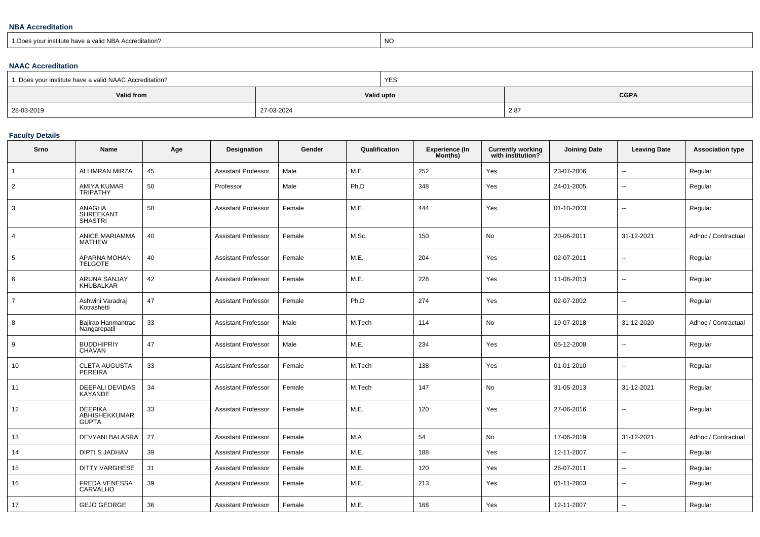### NBA Accreditation

| 1.Does your institute have a valid NBA Accreditation? | NO |
|---|---|

### NAAC Accreditation

| 1. Does your institute have a valid NAAC Accreditation? | YES | |
|---|---|---|
| **Valid from** | **Valid upto** | **CGPA** |
| 28-03-2019 | 27-03-2024 | 2.87 |

### Faculty Details

| Srno | Name | Age | Designation | Gender | Qualification | Experience (In Months) | Currently working with institution? | Joining Date | Leaving Date | Association type |
|---|---|---|---|---|---|---|---|---|---|---|
| 1 | ALI IMRAN MIRZA | 45 | Assistant Professor | Male | M.E. | 252 | Yes | 23-07-2006 | -- | Regular |
| 2 | AMIYA KUMAR TRIPATHY | 50 | Professor | Male | Ph.D | 348 | Yes | 24-01-2005 | -- | Regular |
| 3 | ANAGHA SHREEKANT SHASTRI | 58 | Assistant Professor | Female | M.E. | 444 | Yes | 01-10-2003 | -- | Regular |
| 4 | ANICE MARIAMMA MATHEW | 40 | Assistant Professor | Female | M.Sc. | 150 | No | 20-06-2011 | 31-12-2021 | Adhoc / Contractual |
| 5 | APARNA MOHAN TELGOTE | 40 | Assistant Professor | Female | M.E. | 204 | Yes | 02-07-2011 | -- | Regular |
| 6 | ARUNA SANJAY KHUBALKAR | 42 | Assistant Professor | Female | M.E. | 228 | Yes | 11-06-2013 | -- | Regular |
| 7 | Ashwini Varadraj Kotrashetti | 47 | Assistant Professor | Female | Ph.D | 274 | Yes | 02-07-2002 | -- | Regular |
| 8 | Bajirao Hanmantrao Nangarepatil | 33 | Assistant Professor | Male | M.Tech | 114 | No | 19-07-2018 | 31-12-2020 | Adhoc / Contractual |
| 9 | BUDDHIPRIY CHAVAN | 47 | Assistant Professor | Male | M.E. | 234 | Yes | 05-12-2008 | -- | Regular |
| 10 | CLETA AUGUSTA PEREIRA | 33 | Assistant Professor | Female | M.Tech | 138 | Yes | 01-01-2010 | -- | Regular |
| 11 | DEEPALI DEVIDAS KAYANDE | 34 | Assistant Professor | Female | M.Tech | 147 | No | 31-05-2013 | 31-12-2021 | Regular |
| 12 | DEEPIKA ABHISHEKKUMAR GUPTA | 33 | Assistant Professor | Female | M.E. | 120 | Yes | 27-06-2016 | -- | Regular |
| 13 | DEVYANI BALASRA | 27 | Assistant Professor | Female | M.A | 54 | No | 17-06-2019 | 31-12-2021 | Adhoc / Contractual |
| 14 | DIPTI S JADHAV | 39 | Assistant Professor | Female | M.E. | 188 | Yes | 12-11-2007 | -- | Regular |
| 15 | DITTY VARGHESE | 31 | Assistant Professor | Female | M.E. | 120 | Yes | 26-07-2011 | -- | Regular |
| 16 | FREDA VENESSA CARVALHO | 39 | Assistant Professor | Female | M.E. | 213 | Yes | 01-11-2003 | -- | Regular |
| 17 | GEJO GEORGE | 36 | Assistant Professor | Female | M.E. | 168 | Yes | 12-11-2007 | -- | Regular |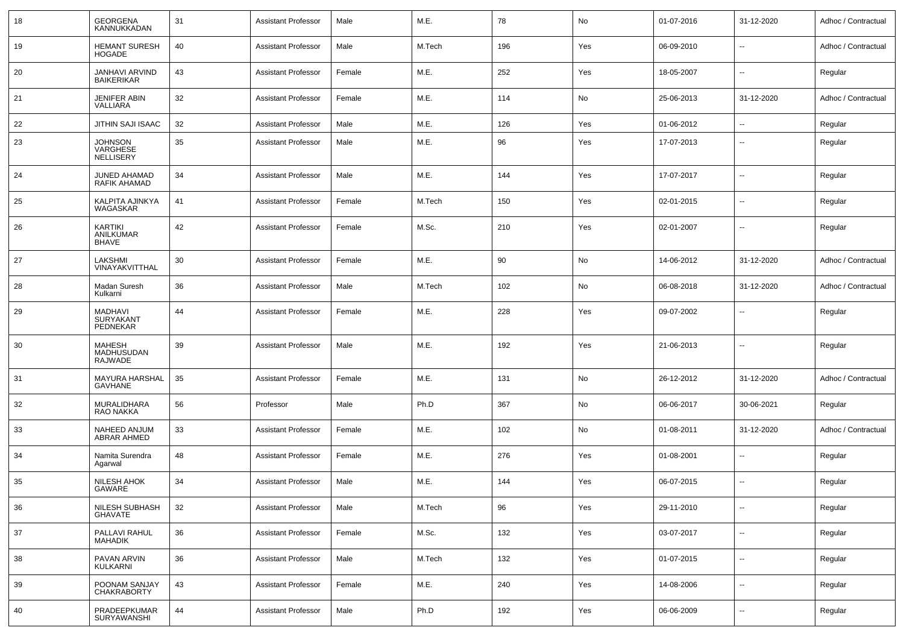| 18 | GEORGENA KANNUKKADAN | 31 | Assistant Professor | Male | M.E. | 78 | No | 01-07-2016 | 31-12-2020 | Adhoc / Contractual |
|---|---|---|---|---|---|---|---|---|---|---|
| 19 | HEMANT SURESH HOGADE | 40 | Assistant Professor | Male | M.Tech | 196 | Yes | 06-09-2010 | -- | Adhoc / Contractual |
| 20 | JANHAVI ARVIND BAIKERIKAR | 43 | Assistant Professor | Female | M.E. | 252 | Yes | 18-05-2007 | -- | Regular |
| 21 | JENIFER ABIN VALLIARA | 32 | Assistant Professor | Female | M.E. | 114 | No | 25-06-2013 | 31-12-2020 | Adhoc / Contractual |
| 22 | JITHIN SAJI ISAAC | 32 | Assistant Professor | Male | M.E. | 126 | Yes | 01-06-2012 | -- | Regular |
| 23 | JOHNSON VARGHESE NELLISERY | 35 | Assistant Professor | Male | M.E. | 96 | Yes | 17-07-2013 | -- | Regular |
| 24 | JUNED AHAMAD RAFIK AHAMAD | 34 | Assistant Professor | Male | M.E. | 144 | Yes | 17-07-2017 | -- | Regular |
| 25 | KALPITA AJINKYA WAGASKAR | 41 | Assistant Professor | Female | M.Tech | 150 | Yes | 02-01-2015 | -- | Regular |
| 26 | KARTIKI ANILKUMAR BHAVE | 42 | Assistant Professor | Female | M.Sc. | 210 | Yes | 02-01-2007 | -- | Regular |
| 27 | LAKSHMI VINAYAKVITTHAL | 30 | Assistant Professor | Female | M.E. | 90 | No | 14-06-2012 | 31-12-2020 | Adhoc / Contractual |
| 28 | Madan Suresh Kulkarni | 36 | Assistant Professor | Male | M.Tech | 102 | No | 06-08-2018 | 31-12-2020 | Adhoc / Contractual |
| 29 | MADHAVI SURYAKANT PEDNEKAR | 44 | Assistant Professor | Female | M.E. | 228 | Yes | 09-07-2002 | -- | Regular |
| 30 | MAHESH MADHUSUDAN RAJWADE | 39 | Assistant Professor | Male | M.E. | 192 | Yes | 21-06-2013 | -- | Regular |
| 31 | MAYURA HARSHAL GAVHANE | 35 | Assistant Professor | Female | M.E. | 131 | No | 26-12-2012 | 31-12-2020 | Adhoc / Contractual |
| 32 | MURALIDHARA RAO NAKKA | 56 | Professor | Male | Ph.D | 367 | No | 06-06-2017 | 30-06-2021 | Regular |
| 33 | NAHEED ANJUM ABRAR AHMED | 33 | Assistant Professor | Female | M.E. | 102 | No | 01-08-2011 | 31-12-2020 | Adhoc / Contractual |
| 34 | Namita Surendra Agarwal | 48 | Assistant Professor | Female | M.E. | 276 | Yes | 01-08-2001 | -- | Regular |
| 35 | NILESH AHOK GAWARE | 34 | Assistant Professor | Male | M.E. | 144 | Yes | 06-07-2015 | -- | Regular |
| 36 | NILESH SUBHASH GHAVATE | 32 | Assistant Professor | Male | M.Tech | 96 | Yes | 29-11-2010 | -- | Regular |
| 37 | PALLAVI RAHUL MAHADIK | 36 | Assistant Professor | Female | M.Sc. | 132 | Yes | 03-07-2017 | -- | Regular |
| 38 | PAVAN ARVIN KULKARNI | 36 | Assistant Professor | Male | M.Tech | 132 | Yes | 01-07-2015 | -- | Regular |
| 39 | POONAM SANJAY CHAKRABORTY | 43 | Assistant Professor | Female | M.E. | 240 | Yes | 14-08-2006 | -- | Regular |
| 40 | PRADEEPKUMAR SURYAWANSHI | 44 | Assistant Professor | Male | Ph.D | 192 | Yes | 06-06-2009 | -- | Regular |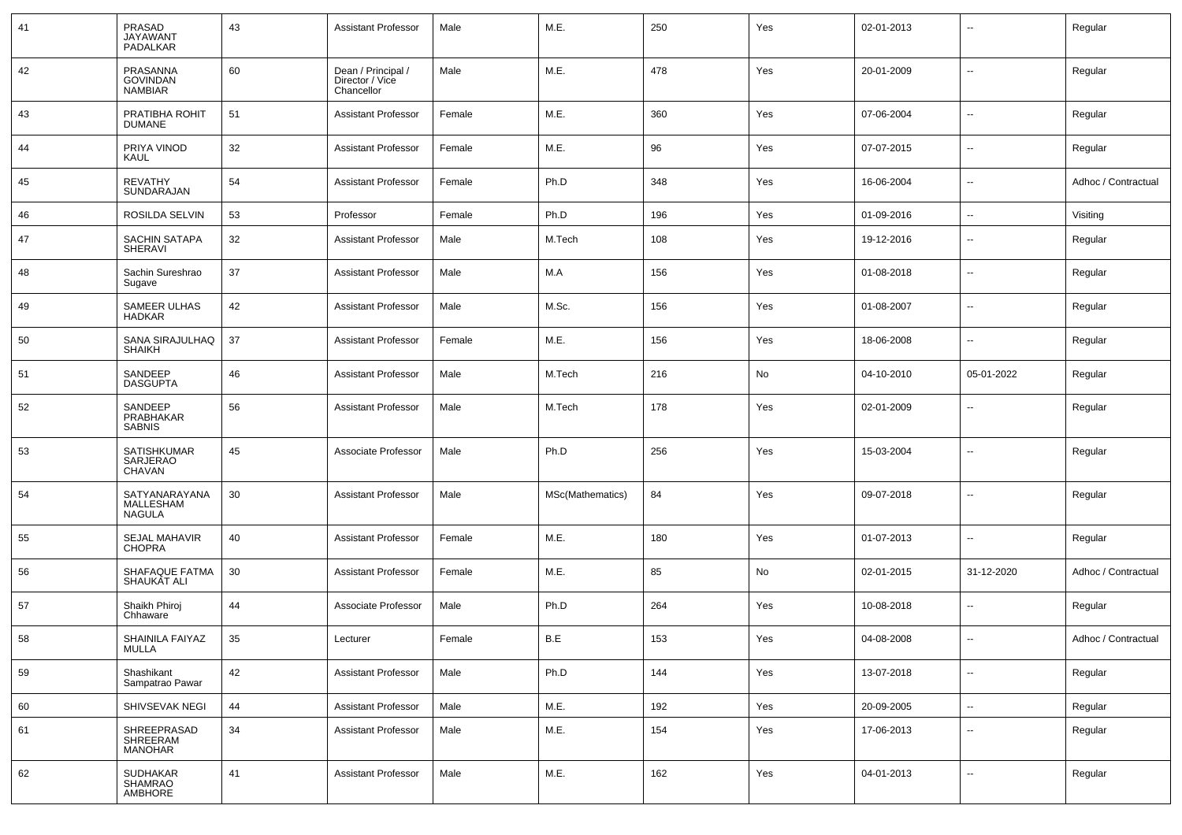| 41 | PRASAD JAYAWANT PADALKAR | 43 | Assistant Professor | Male | M.E. | 250 | Yes | 02-01-2013 | -- | Regular |
|---|---|---|---|---|---|---|---|---|---|---|
| 42 | PRASANNA GOVINDAN NAMBIAR | 60 | Dean / Principal / Director / Vice Chancellor | Male | M.E. | 478 | Yes | 20-01-2009 | -- | Regular |
| 43 | PRATIBHA ROHIT DUMANE | 51 | Assistant Professor | Female | M.E. | 360 | Yes | 07-06-2004 | -- | Regular |
| 44 | PRIYA VINOD KAUL | 32 | Assistant Professor | Female | M.E. | 96 | Yes | 07-07-2015 | -- | Regular |
| 45 | REVATHY SUNDARAJAN | 54 | Assistant Professor | Female | Ph.D | 348 | Yes | 16-06-2004 | -- | Adhoc / Contractual |
| 46 | ROSILDA SELVIN | 53 | Professor | Female | Ph.D | 196 | Yes | 01-09-2016 | -- | Visiting |
| 47 | SACHIN SATAPA SHERAVI | 32 | Assistant Professor | Male | M.Tech | 108 | Yes | 19-12-2016 | -- | Regular |
| 48 | Sachin Sureshrao Sugave | 37 | Assistant Professor | Male | M.A | 156 | Yes | 01-08-2018 | -- | Regular |
| 49 | SAMEER ULHAS HADKAR | 42 | Assistant Professor | Male | M.Sc. | 156 | Yes | 01-08-2007 | -- | Regular |
| 50 | SANA SIRAJULHAQ SHAIKH | 37 | Assistant Professor | Female | M.E. | 156 | Yes | 18-06-2008 | -- | Regular |
| 51 | SANDEEP DASGUPTA | 46 | Assistant Professor | Male | M.Tech | 216 | No | 04-10-2010 | 05-01-2022 | Regular |
| 52 | SANDEEP PRABHAKAR SABNIS | 56 | Assistant Professor | Male | M.Tech | 178 | Yes | 02-01-2009 | -- | Regular |
| 53 | SATISHKUMAR SARJERAO CHAVAN | 45 | Associate Professor | Male | Ph.D | 256 | Yes | 15-03-2004 | -- | Regular |
| 54 | SATYANARAYANA MALLESHAM NAGULA | 30 | Assistant Professor | Male | MSc(Mathematics) | 84 | Yes | 09-07-2018 | -- | Regular |
| 55 | SEJAL MAHAVIR CHOPRA | 40 | Assistant Professor | Female | M.E. | 180 | Yes | 01-07-2013 | -- | Regular |
| 56 | SHAFAQUE FATMA SHAUKAT ALI | 30 | Assistant Professor | Female | M.E. | 85 | No | 02-01-2015 | 31-12-2020 | Adhoc / Contractual |
| 57 | Shaikh Phiroj Chhaware | 44 | Associate Professor | Male | Ph.D | 264 | Yes | 10-08-2018 | -- | Regular |
| 58 | SHAINILA FAIYAZ MULLA | 35 | Lecturer | Female | B.E | 153 | Yes | 04-08-2008 | -- | Adhoc / Contractual |
| 59 | Shashikant Sampatrao Pawar | 42 | Assistant Professor | Male | Ph.D | 144 | Yes | 13-07-2018 | -- | Regular |
| 60 | SHIVSEVAK NEGI | 44 | Assistant Professor | Male | M.E. | 192 | Yes | 20-09-2005 | -- | Regular |
| 61 | SHREEPRASAD SHREERAM MANOHAR | 34 | Assistant Professor | Male | M.E. | 154 | Yes | 17-06-2013 | -- | Regular |
| 62 | SUDHAKAR SHAMRAO AMBHORE | 41 | Assistant Professor | Male | M.E. | 162 | Yes | 04-01-2013 | -- | Regular |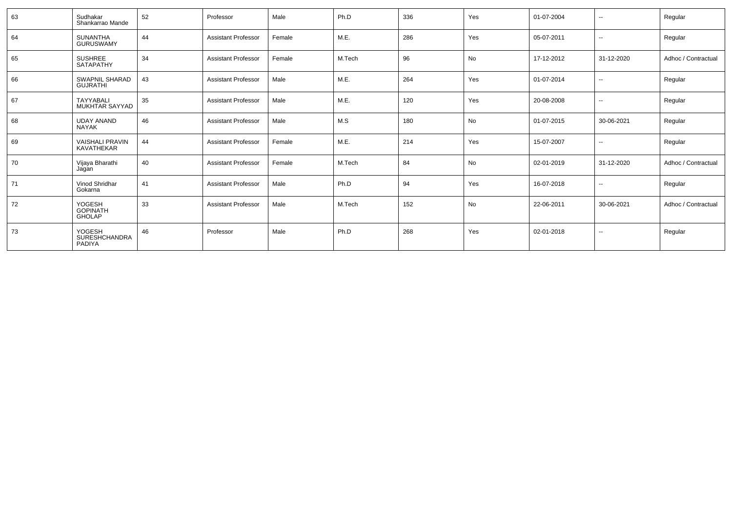| | | | | | | | | | | |
|---|---|---|---|---|---|---|---|---|---|---|
| 63 | Sudhakar Shankarrao Mande | 52 | Professor | Male | Ph.D | 336 | Yes | 01-07-2004 | -- | Regular |
| 64 | SUNANTHA GURUSWAMY | 44 | Assistant Professor | Female | M.E. | 286 | Yes | 05-07-2011 | -- | Regular |
| 65 | SUSHREE SATAPATHY | 34 | Assistant Professor | Female | M.Tech | 96 | No | 17-12-2012 | 31-12-2020 | Adhoc / Contractual |
| 66 | SWAPNIL SHARAD GUJRATHI | 43 | Assistant Professor | Male | M.E. | 264 | Yes | 01-07-2014 | -- | Regular |
| 67 | TAYYABALI MUKHTAR SAYYAD | 35 | Assistant Professor | Male | M.E. | 120 | Yes | 20-08-2008 | -- | Regular |
| 68 | UDAY ANAND NAYAK | 46 | Assistant Professor | Male | M.S | 180 | No | 01-07-2015 | 30-06-2021 | Regular |
| 69 | VAISHALI PRAVIN KAVATHEKAR | 44 | Assistant Professor | Female | M.E. | 214 | Yes | 15-07-2007 | -- | Regular |
| 70 | Vijaya Bharathi Jagan | 40 | Assistant Professor | Female | M.Tech | 84 | No | 02-01-2019 | 31-12-2020 | Adhoc / Contractual |
| 71 | Vinod Shridhar Gokarna | 41 | Assistant Professor | Male | Ph.D | 94 | Yes | 16-07-2018 | -- | Regular |
| 72 | YOGESH GOPINATH GHOLAP | 33 | Assistant Professor | Male | M.Tech | 152 | No | 22-06-2011 | 30-06-2021 | Adhoc / Contractual |
| 73 | YOGESH SURESHCHANDRA PADIYA | 46 | Professor | Male | Ph.D | 268 | Yes | 02-01-2018 | -- | Regular |